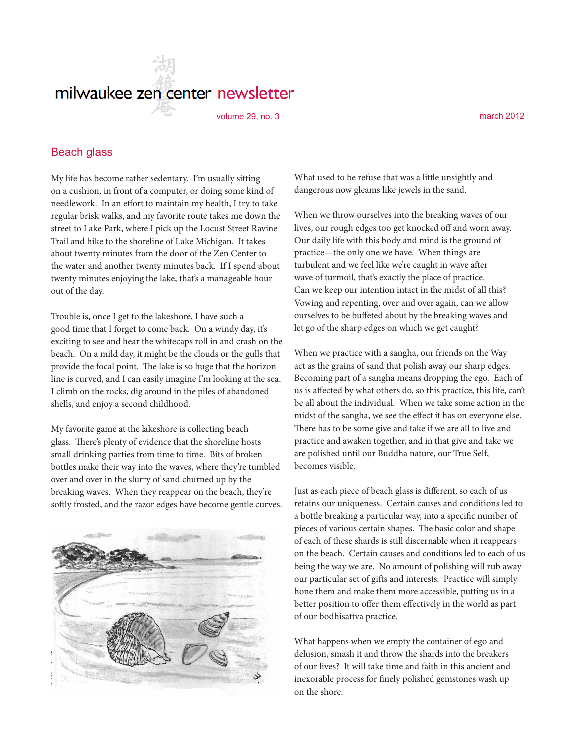# milwaukee zen center newsletter

volume 29, no. 3 march 2012

## Beach glass

My life has become rather sedentary. I'm usually sitting on a cushion, in front of a computer, or doing some kind of needlework. In an effort to maintain my health, I try to take regular brisk walks, and my favorite route takes me down the street to Lake Park, where I pick up the Locust Street Ravine Trail and hike to the shoreline of Lake Michigan. It takes about twenty minutes from the door of the Zen Center to the water and another twenty minutes back. If I spend about twenty minutes enjoying the lake, that's a manageable hour out of the day.

Trouble is, once I get to the lakeshore, I have such a good time that I forget to come back. On a windy day, it's exciting to see and hear the whitecaps roll in and crash on the beach. On a mild day, it might be the clouds or the gulls that provide the focal point. The lake is so huge that the horizon line is curved, and I can easily imagine I'm looking at the sea. I climb on the rocks, dig around in the piles of abandoned shells, and enjoy a second childhood.

My favorite game at the lakeshore is collecting beach glass. There's plenty of evidence that the shoreline hosts small drinking parties from time to time. Bits of broken bottles make their way into the waves, where they're tumbled over and over in the slurry of sand churned up by the breaking waves. When they reappear on the beach, they're softly frosted, and the razor edges have become gentle curves. What used to be refuse that was a little unsightly and dangerous now gleams like jewels in the sand.

When we throw ourselves into the breaking waves of our lives, our rough edges too get knocked off and worn away. Our daily life with this body and mind is the ground of practice—the only one we have. When things are turbulent and we feel like we're caught in wave after wave of turmoil, that's exactly the place of practice. Can we keep our intention intact in the midst of all this? Vowing and repenting, over and over again, can we allow ourselves to be buffeted about by the breaking waves and let go of the sharp edges on which we get caught?

When we practice with a sangha, our friends on the Way act as the grains of sand that polish away our sharp edges. Becoming part of a sangha means dropping the ego. Each of us is affected by what others do, so this practice, this life, can't be all about the individual. When we take some action in the midst of the sangha, we see the effect it has on everyone else. There has to be some give and take if we are all to live and practice and awaken together, and in that give and take we are polished until our Buddha nature, our True Self, becomes visible.

Just as each piece of beach glass is different, so each of us retains our uniqueness. Certain causes and conditions led to a bottle breaking a particular way, into a specific number of pieces of various certain shapes. The basic color and shape of each of these shards is still discernable when it reappears on the beach. Certain causes and conditions led to each of us being the way we are. No amount of polishing will rub away our particular set of gifts and interests. Practice will simply hone them and make them more accessible, putting us in a better position to offer them effectively in the world as part of our bodhisattva practice.

What happens when we empty the container of ego and delusion, smash it and throw the shards into the breakers of our lives? It will take time and faith in this ancient and inexorable process for finely polished gemstones wash up on the shore.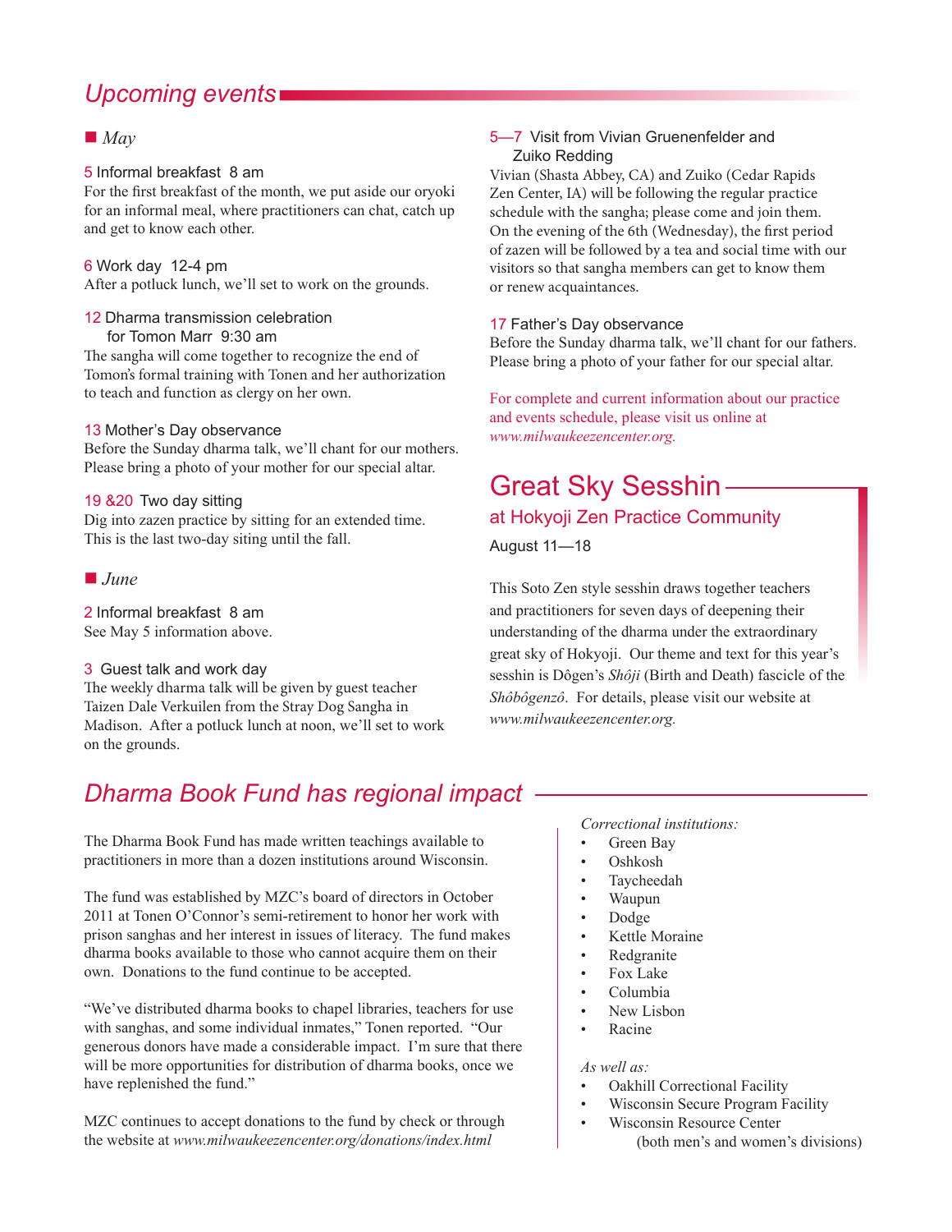## *Upcoming events*

### *May*

**5** Informal breakfast 8 am

For the first breakfast of the month, we put aside our oryoki for an informal meal, where practitioners can chat, catch up and get to know each other.

**6** Work day 12-4 pm

After a potluck lunch, we'll set to work on the grounds.

**12** Dharma transmission celebration for Tomon Marr 9:30 am

The sangha will come together to recognize the end of Tomon's formal training with Tonen and her authorization to teach and function as clergy on her own.

**13** Mother's Day observance

Before the Sunday dharma talk, we'll chant for our mothers. Please bring a photo of your mother for our special altar.

**19 &20** Two day sitting

Dig into zazen practice by sitting for an extended time. This is the last two-day siting until the fall.

### *June*

**2** Informal breakfast 8 am

See May 5 information above.

**3** Guest talk and work day

The weekly dharma talk will be given by guest teacher Taizen Dale Verkuilen from the Stray Dog Sangha in Madison. After a potluck lunch at noon, we'll set to work on the grounds.

**5—7** Visit from Vivian Gruenenfelder and Zuiko Redding

Vivian (Shasta Abbey, CA) and Zuiko (Cedar Rapids Zen Center, IA) will be following the regular practice schedule with the sangha; please come and join them. On the evening of the 6th (Wednesday), the first period of zazen will be followed by a tea and social time with our visitors so that sangha members can get to know them or renew acquaintances.

**17** Father's Day observance

Before the Sunday dharma talk, we'll chant for our fathers. Please bring a photo of your father for our special altar.

For complete and current information about our practice and events schedule, please visit us online at *www.milwaukeezencenter.org.*

## Great Sky Sesshin

### at Hokyoji Zen Practice Community

August 11—18

This Soto Zen style sesshin draws together teachers and practitioners for seven days of deepening their understanding of the dharma under the extraordinary great sky of Hokyoji. Our theme and text for this year's sesshin is Dôgen's *Shôji* (Birth and Death) fascicle of the *Shôbôgenzô*. For details, please visit our website at *www.milwaukeezencenter.org.*

## *Dharma Book Fund has regional impact*

The Dharma Book Fund has made written teachings available to practitioners in more than a dozen institutions around Wisconsin.

The fund was established by MZC's board of directors in October 2011 at Tonen O'Connor's semi-retirement to honor her work with prison sanghas and her interest in issues of literacy. The fund makes dharma books available to those who cannot acquire them on their own. Donations to the fund continue to be accepted.

"We've distributed dharma books to chapel libraries, teachers for use with sanghas, and some individual inmates," Tonen reported. "Our generous donors have made a considerable impact. I'm sure that there will be more opportunities for distribution of dharma books, once we have replenished the fund."

MZC continues to accept donations to the fund by check or through the website at *www.milwaukeezencenter.org/donations/index.html*

*Correctional institutions:*

- Green Bay
- Oshkosh
- Taycheedah
- Waupun
- Dodge
- Kettle Moraine
- Redgranite
- Fox Lake
- Columbia
- New Lisbon
- Racine

*As well as:*

- Oakhill Correctional Facility
- Wisconsin Secure Program Facility
- Wisconsin Resource Center (both men's and women's divisions)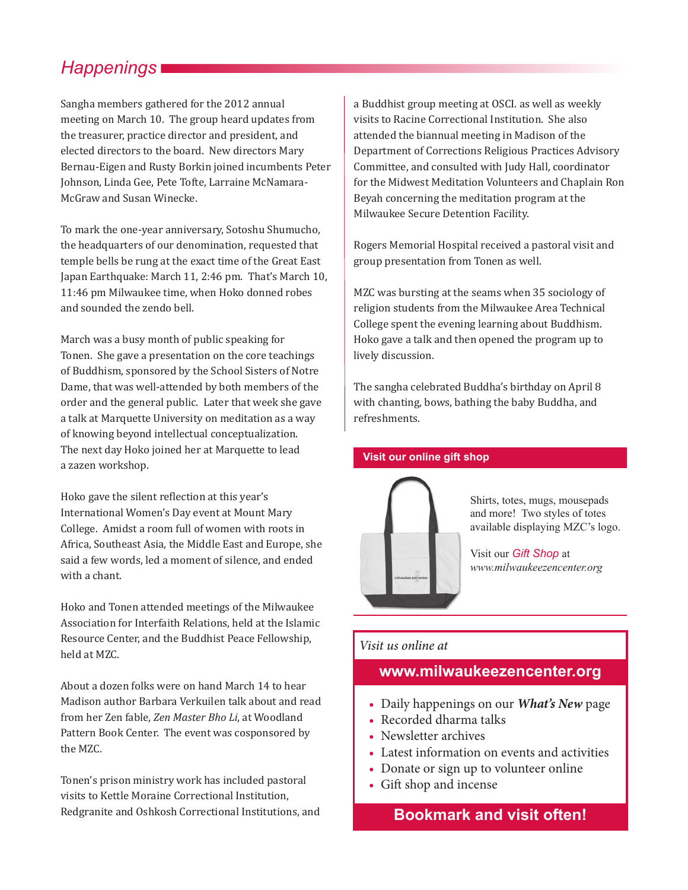## Happenings

Sangha members gathered for the 2012 annual meeting on March 10. The group heard updates from the treasurer, practice director and president, and elected directors to the board. New directors Mary Bernau-Eigen and Rusty Borkin joined incumbents Peter Johnson, Linda Gee, Pete Tofte, Larraine McNamara-McGraw and Susan Winecke.

To mark the one-year anniversary, Sotoshu Shumucho, the headquarters of our denomination, requested that temple bells be rung at the exact time of the Great East Japan Earthquake: March 11, 2:46 pm. That's March 10, 11:46 pm Milwaukee time, when Hoko donned robes and sounded the zendo bell.

March was a busy month of public speaking for Tonen. She gave a presentation on the core teachings of Buddhism, sponsored by the School Sisters of Notre Dame, that was well-attended by both members of the order and the general public. Later that week she gave a talk at Marquette University on meditation as a way of knowing beyond intellectual conceptualization. The next day Hoko joined her at Marquette to lead a zazen workshop.

Hoko gave the silent reflection at this year's International Women's Day event at Mount Mary College. Amidst a room full of women with roots in Africa, Southeast Asia, the Middle East and Europe, she said a few words, led a moment of silence, and ended with a chant.

Hoko and Tonen attended meetings of the Milwaukee Association for Interfaith Relations, held at the Islamic Resource Center, and the Buddhist Peace Fellowship, held at MZC.

About a dozen folks were on hand March 14 to hear Madison author Barbara Verkuilen talk about and read from her Zen fable, *Zen Master Bho Li*, at Woodland Pattern Book Center. The event was cosponsored by the MZC.

Tonen's prison ministry work has included pastoral visits to Kettle Moraine Correctional Institution, Redgranite and Oshkosh Correctional Institutions, and a Buddhist group meeting at OSCI. as well as weekly visits to Racine Correctional Institution. She also attended the biannual meeting in Madison of the Department of Corrections Religious Practices Advisory Committee, and consulted with Judy Hall, coordinator for the Midwest Meditation Volunteers and Chaplain Ron Beyah concerning the meditation program at the Milwaukee Secure Detention Facility.

Rogers Memorial Hospital received a pastoral visit and group presentation from Tonen as well.

MZC was bursting at the seams when 35 sociology of religion students from the Milwaukee Area Technical College spent the evening learning about Buddhism. Hoko gave a talk and then opened the program up to lively discussion.

The sangha celebrated Buddha's birthday on April 8 with chanting, bows, bathing the baby Buddha, and refreshments.

### Visit our online gift shop

Shirts, totes, mugs, mousepads and more! Two styles of totes available displaying MZC's logo.

Visit our Gift Shop at *www.milwaukeezencenter.org*

*Visit us online at*

### www.milwaukeezencenter.org

- Daily happenings on our ***What's New*** page
- Recorded dharma talks
- Newsletter archives
- Latest information on events and activities
- Donate or sign up to volunteer online
- Gift shop and incense

**Bookmark and visit often!**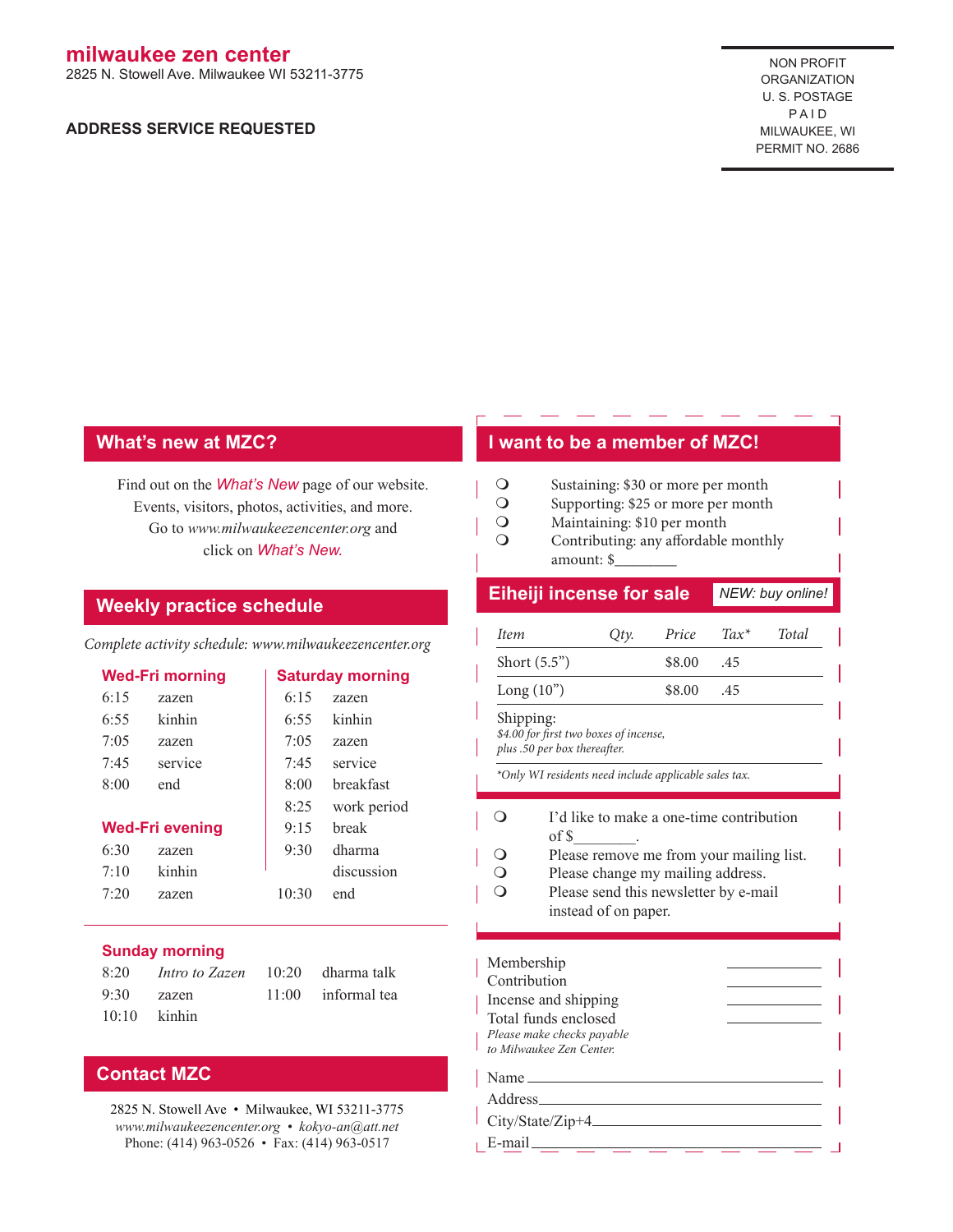**milwaukee zen center**
2825 N. Stowell Ave. Milwaukee WI 53211-3775

**ADDRESS SERVICE REQUESTED**

NON PROFIT
ORGANIZATION
U. S. POSTAGE
P A I D
MILWAUKEE, WI
PERMIT NO. 2686

## What's new at MZC?

Find out on the *What's New* page of our website. Events, visitors, photos, activities, and more. Go to *www.milwaukeezencenter.org* and click on *What's New*.

## Weekly practice schedule

*Complete activity schedule: www.milwaukeezencenter.org*

**Wed-Fri morning**

| | |
|---|---|
| 6:15 | zazen |
| 6:55 | kinhin |
| 7:05 | zazen |
| 7:45 | service |
| 8:00 | end |

**Wed-Fri evening**

| | |
|---|---|
| 6:30 | zazen |
| 7:10 | kinhin |
| 7:20 | zazen |

**Saturday morning**

| | |
|---|---|
| 6:15 | zazen |
| 6:55 | kinhin |
| 7:05 | zazen |
| 7:45 | service |
| 8:00 | breakfast |
| 8:25 | work period |
| 9:15 | break |
| 9:30 | dharma discussion |
| 10:30 | end |

**Sunday morning**

| | |
|---|---|
| 8:20 | *Intro to Zazen* |
| 9:30 | zazen |
| 10:10 | kinhin |
| 10:20 | dharma talk |
| 11:00 | informal tea |

## Contact MZC

2825 N. Stowell Ave • Milwaukee, WI 53211-3775
*www.milwaukeezencenter.org* • *kokyo-an@att.net*
Phone: (414) 963-0526 • Fax: (414) 963-0517

## I want to be a member of MZC!

- ❍ Sustaining: $30 or more per month
- ❍ Supporting: $25 or more per month
- ❍ Maintaining: $10 per month
- ❍ Contributing: any affordable monthly amount: $________

## Eiheiji incense for sale

*NEW: buy online!*

| *Item* | *Qty.* | *Price* | *Tax\** | *Total* |
|---|---|---|---|---|
| Short (5.5") | | $8.00 | .45 | |
| Long (10") | | $8.00 | .45 | |

Shipping:
*$4.00 for first two boxes of incense, plus .50 per box thereafter.*

*\*Only WI residents need include applicable sales tax.*

- ❍ I'd like to make a one-time contribution of $________.
- ❍ Please remove me from your mailing list.
- ❍ Please change my mailing address.
- ❍ Please send this newsletter by e-mail instead of on paper.

Membership __________
Contribution __________
Incense and shipping __________
Total funds enclosed __________
*Please make checks payable to Milwaukee Zen Center.*

Name ____________________
Address ____________________
City/State/Zip+4 ____________________
E-mail ____________________